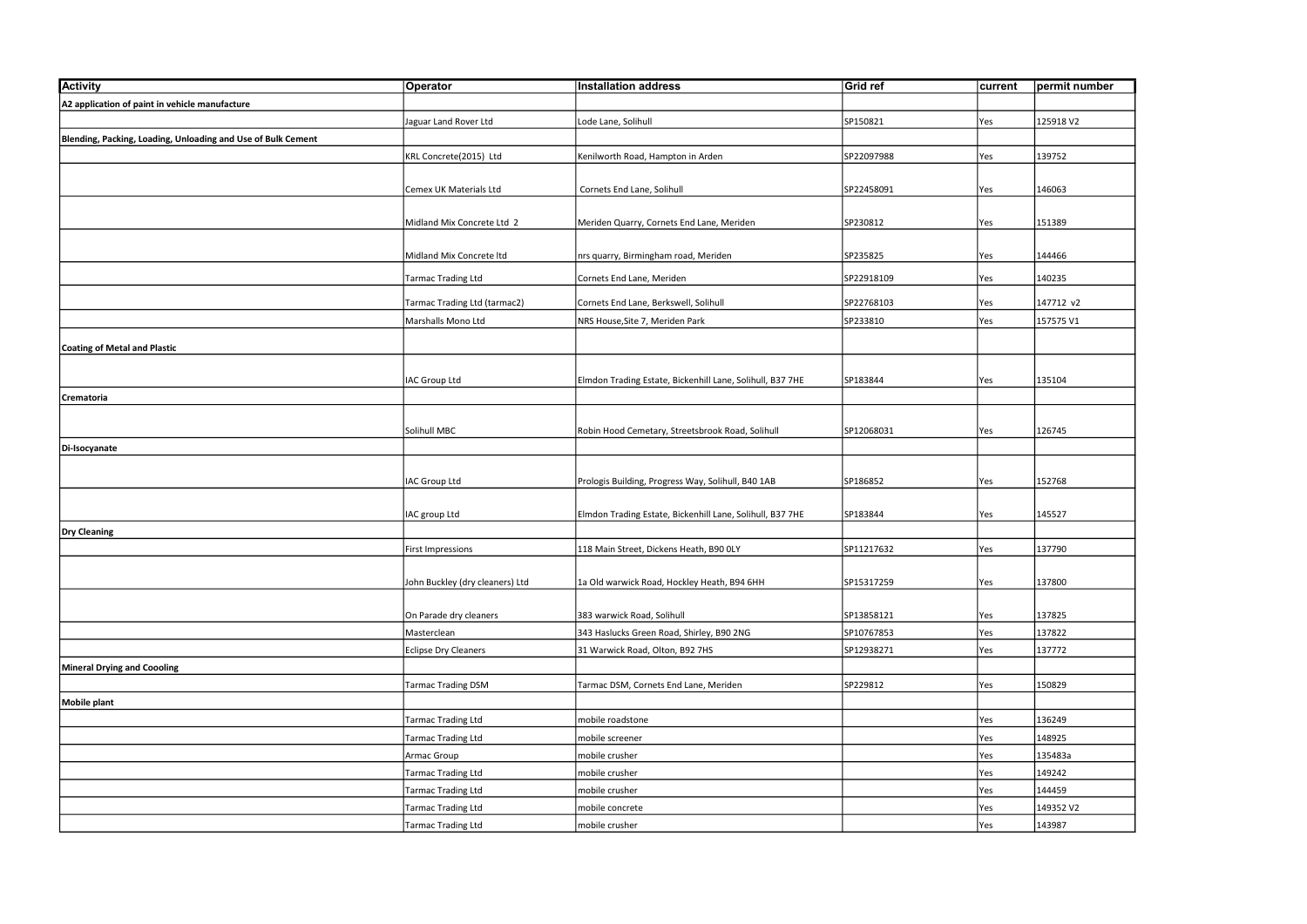| Activity | Operator | Installation address | Grid ref | current | permit number |
|---|---|---|---|---|---|
| **A2 application of paint in vehicle manufacture** | | | | | |
| | Jaguar Land Rover Ltd | Lode Lane, Solihull | SP150821 | Yes | 125918 V2 |
| **Blending, Packing, Loading, Unloading and Use of Bulk Cement** | | | | | |
| | KRL Concrete(2015) Ltd | Kenilworth Road, Hampton in Arden | SP22097988 | Yes | 139752 |
| | Cemex UK Materials Ltd | Cornets End Lane, Solihull | SP22458091 | Yes | 146063 |
| | Midland Mix Concrete Ltd 2 | Meriden Quarry, Cornets End Lane, Meriden | SP230812 | Yes | 151389 |
| | Midland Mix Concrete ltd | nrs quarry, Birmingham road, Meriden | SP235825 | Yes | 144466 |
| | Tarmac Trading Ltd | Cornets End Lane, Meriden | SP22918109 | Yes | 140235 |
| | Tarmac Trading Ltd (tarmac2) | Cornets End Lane, Berkswell, Solihull | SP22768103 | Yes | 147712 v2 |
| | Marshalls Mono Ltd | NRS House,Site 7, Meriden Park | SP233810 | Yes | 157575 V1 |
| **Coating of Metal and Plastic** | | | | | |
| | IAC Group Ltd | Elmdon Trading Estate, Bickenhill Lane, Solihull, B37 7HE | SP183844 | Yes | 135104 |
| **Crematoria** | | | | | |
| | Solihull MBC | Robin Hood Cemetary, Streetsbrook Road, Solihull | SP12068031 | Yes | 126745 |
| **Di-Isocyanate** | | | | | |
| | IAC Group Ltd | Prologis Building, Progress Way, Solihull, B40 1AB | SP186852 | Yes | 152768 |
| | IAC group Ltd | Elmdon Trading Estate, Bickenhill Lane, Solihull, B37 7HE | SP183844 | Yes | 145527 |
| **Dry Cleaning** | | | | | |
| | First Impressions | 118 Main Street, Dickens Heath, B90 0LY | SP11217632 | Yes | 137790 |
| | John Buckley (dry cleaners) Ltd | 1a Old warwick Road, Hockley Heath, B94 6HH | SP15317259 | Yes | 137800 |
| | On Parade dry cleaners | 383 warwick Road, Solihull | SP13858121 | Yes | 137825 |
| | Masterclean | 343 Haslucks Green Road, Shirley, B90 2NG | SP10767853 | Yes | 137822 |
| | Eclipse Dry Cleaners | 31 Warwick Road, Olton, B92 7HS | SP12938271 | Yes | 137772 |
| **Mineral Drying and Coooling** | | | | | |
| | Tarmac Trading DSM | Tarmac DSM, Cornets End Lane, Meriden | SP229812 | Yes | 150829 |
| **Mobile plant** | | | | | |
| | Tarmac Trading Ltd | mobile roadstone | | Yes | 136249 |
| | Tarmac Trading Ltd | mobile screener | | Yes | 148925 |
| | Armac Group | mobile crusher | | Yes | 135483a |
| | Tarmac Trading Ltd | mobile crusher | | Yes | 149242 |
| | Tarmac Trading Ltd | mobile crusher | | Yes | 144459 |
| | Tarmac Trading Ltd | mobile concrete | | Yes | 149352 V2 |
| | Tarmac Trading Ltd | mobile crusher | | Yes | 143987 |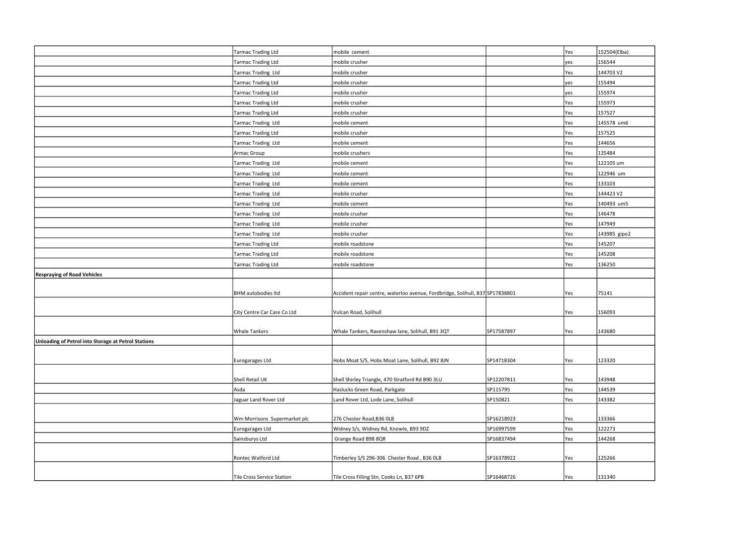| | | | | | |
|---|---|---|---|---|---|
| | Tarmac Trading Ltd | mobile cement | | Yes | 152504(Elba) |
| | Tarmac Trading Ltd | mobile crusher | | yes | 156544 |
| | Tarmac Trading Ltd | mobile crusher | | Yes | 144703 V2 |
| | Tarmac Trading Ltd | mobile crusher | | yes | 155494 |
| | Tarmac Trading Ltd | mobile crusher | | yes | 155974 |
| | Tarmac Trading Ltd | mobile crusher | | Yes | 155973 |
| | Tarmac Trading Ltd | mobile crusher | | Yes | 157527 |
| | Tarmac Trading Ltd | mobile cement | | Yes | 145578 um6 |
| | Tarmac Trading Ltd | mobile crusher | | Yes | 157525 |
| | Tarmac Trading Ltd | mobile cement | | Yes | 144656 |
| | Armac Group | mobile crushers | | Yes | 135484 |
| | Tarmac Trading Ltd | mobile cement | | Yes | 122105 um |
| | Tarmac Trading Ltd | mobile cement | | Yes | 122946 um |
| | Tarmac Trading Ltd | mobile cement | | Yes | 133103 |
| | Tarmac Trading Ltd | mobile crusher | | Yes | 144423 V2 |
| | Tarmac Trading Ltd | mobile cement | | Yes | 140493 um5 |
| | Tarmac Trading Ltd | mobile crusher | | Yes | 146478 |
| | Tarmac Trading Ltd | mobile crusher | | Yes | 147949 |
| | Tarmac Trading Ltd | mobile crusher | | Yes | 143985 gipo2 |
| | Tarmac Trading Ltd | mobile roadstone | | Yes | 145207 |
| | Tarmac Trading Ltd | mobile roadstone | | Yes | 145208 |
| | Tarmac Trading Ltd | mobile roadstone | | Yes | 136250 |
| **Respraying of Road Vehicles** | | | | | |
| | BHM autobodies ltd | Accident repair centre, waterloo avenue, Fordbridge, Solihull, B37 | SP17838801 | Yes | 75141 |
| | City Centre Car Care Co Ltd | Vulcan Road, Solihull | | Yes | 156093 |
| | Whale Tankers | Whale Tankers, Ravenshaw lane, Solihull, B91 3QT | SP17587897 | Yes | 143680 |
| **Unloading of Petrol into Storage at Petrol Stations** | | | | | |
| | Eurogarages Ltd | Hobs Moat S/S, Hobs Moat Lane, Solihull, B92 8JN | SP14718304 | Yes | 123320 |
| | Shell Retail UK | Shell Shirley Triangle, 470 Stratford Rd B90 3LU | SP12207811 | Yes | 143948 |
| | Asda | Haslucks Green Road, Parkgate | SP115795 | Yes | 144539 |
| | Jaguar Land Rover Ltd | Land Rover Ltd, Lode Lane, Solihull | SP150821 | Yes | 143382 |
| | Wm Morrisons Supermarket plc | 276 Chester Road,B36 0LB | SP16218923 | Yes | 133366 |
| | Eurogarages Ltd | Widney S/s, Widney Rd, Knowle, B93 9DZ | SP16997599 | Yes | 122273 |
| | Sainsburys Ltd | Grange Road B98 8QR | SP16837494 | Yes | 144268 |
| | Rontec Watford Ltd | Timberley S/S 296-306 Chester Road , B36 0LB | SP16378922 | Yes | 125266 |
| | Tile Cross Service Station | Tile Cross Filling Stn, Cooks Ln, B37 6PB | SP16468726 | Yes | 131340 |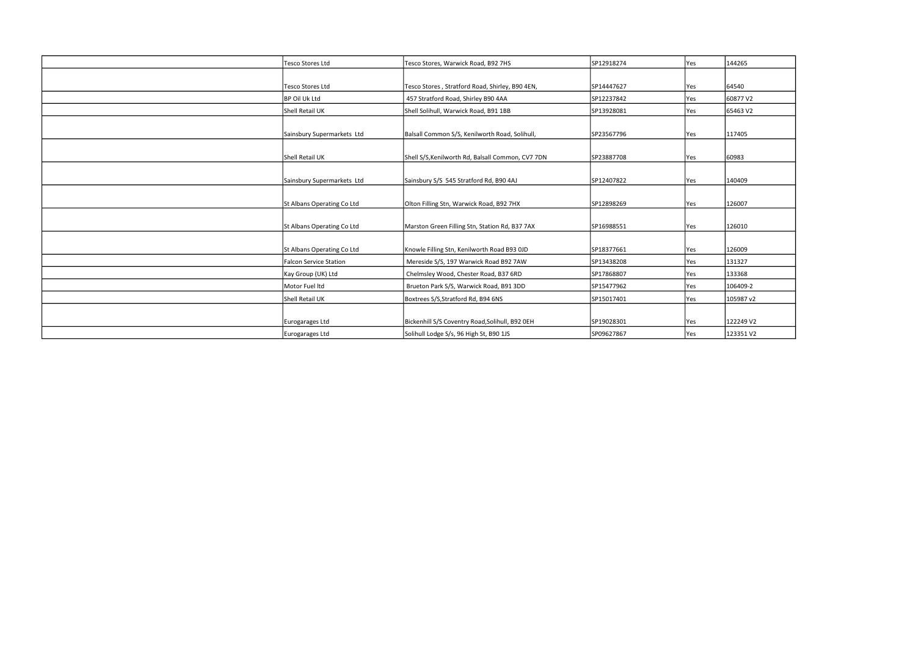| | | | | | |
|---|---|---|---|---|---|
| | Tesco Stores Ltd | Tesco Stores, Warwick Road, B92 7HS | SP12918274 | Yes | 144265 |
| | Tesco Stores Ltd | Tesco Stores , Stratford Road, Shirley, B90 4EN, | SP14447627 | Yes | 64540 |
| | BP Oil Uk Ltd | 457 Stratford Road, Shirley B90 4AA | SP12237842 | Yes | 60877 V2 |
| | Shell Retail UK | Shell Solihull, Warwick Road, B91 1BB | SP13928081 | Yes | 65463 V2 |
| | Sainsbury Supermarkets Ltd | Balsall Common S/S, Kenilworth Road, Solihull, | SP23567796 | Yes | 117405 |
| | Shell Retail UK | Shell S/S,Kenilworth Rd, Balsall Common, CV7 7DN | SP23887708 | Yes | 60983 |
| | Sainsbury Supermarkets Ltd | Sainsbury S/S 545 Stratford Rd, B90 4AJ | SP12407822 | Yes | 140409 |
| | St Albans Operating Co Ltd | Olton Filling Stn, Warwick Road, B92 7HX | SP12898269 | Yes | 126007 |
| | St Albans Operating Co Ltd | Marston Green Filling Stn, Station Rd, B37 7AX | SP16988551 | Yes | 126010 |
| | St Albans Operating Co Ltd | Knowle Filling Stn, Kenilworth Road B93 0JD | SP18377661 | Yes | 126009 |
| | Falcon Service Station | Mereside S/S, 197 Warwick Road B92 7AW | SP13438208 | Yes | 131327 |
| | Kay Group (UK) Ltd | Chelmsley Wood, Chester Road, B37 6RD | SP17868807 | Yes | 133368 |
| | Motor Fuel ltd | Brueton Park S/S, Warwick Road, B91 3DD | SP15477962 | Yes | 106409-2 |
| | Shell Retail UK | Boxtrees S/S,Stratford Rd, B94 6NS | SP15017401 | Yes | 105987 v2 |
| | Eurogarages Ltd | Bickenhill S/S Coventry Road,Solihull, B92 0EH | SP19028301 | Yes | 122249 V2 |
| | Eurogarages Ltd | Solihull Lodge S/s, 96 High St, B90 1JS | SP09627867 | Yes | 123351 V2 |